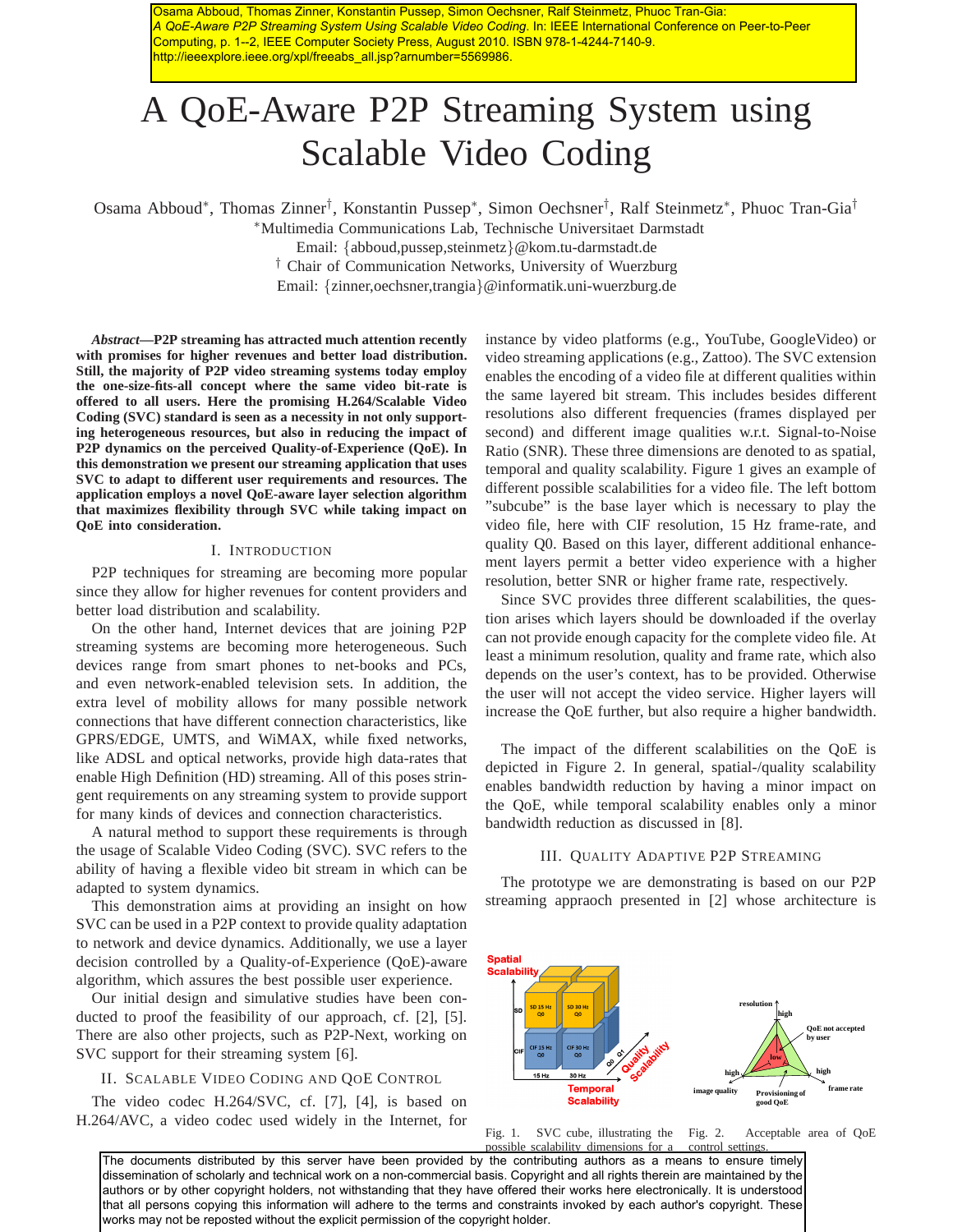Osama Abboud, Thomas Zinner, Konstantin Pussep, Simon Oechsner, Ralf Steinmetz, Phuoc Tran-Gia: *A QoE-Aware P2P Streaming System Using Scalable Video Coding*. In: IEEE International Conference on Peer-to-Peer Computing, p. 1--2, IEEE Computer Society Press, August 2010. ISBN 978-1-4244-7140-9. http://ieeexplore.ieee.org/xpl/freeabs_all.jsp?arnumber=5569986.

# A QoE-Aware P2P Streaming System using Scalable Video Coding

Osama Abboud*, Thomas Zinner†, Konstantin Pussep*, Simon Oechsner†, Ralf Steinmetz*, Phuoc Tran-Gia†

*Multimedia Communications Lab, Technische Universitaet Darmstadt
Email: {abboud,pussep,steinmetz}@kom.tu-darmstadt.de

† Chair of Communication Networks, University of Wuerzburg
Email: {zinner,oechsner,trangia}@informatik.uni-wuerzburg.de

***Abstract*—P2P streaming has attracted much attention recently with promises for higher revenues and better load distribution. Still, the majority of P2P video streaming systems today employ the one-size-fits-all concept where the same video bit-rate is offered to all users. Here the promising H.264/Scalable Video Coding (SVC) standard is seen as a necessity in not only supporting heterogeneous resources, but also in reducing the impact of P2P dynamics on the perceived Quality-of-Experience (QoE). In this demonstration we present our streaming application that uses SVC to adapt to different user requirements and resources. The application employs a novel QoE-aware layer selection algorithm that maximizes flexibility through SVC while taking impact on QoE into consideration.**

## I. Introduction

P2P techniques for streaming are becoming more popular since they allow for higher revenues for content providers and better load distribution and scalability.

On the other hand, Internet devices that are joining P2P streaming systems are becoming more heterogeneous. Such devices range from smart phones to net-books and PCs, and even network-enabled television sets. In addition, the extra level of mobility allows for many possible network connections that have different connection characteristics, like GPRS/EDGE, UMTS, and WiMAX, while fixed networks, like ADSL and optical networks, provide high data-rates that enable High Definition (HD) streaming. All of this poses stringent requirements on any streaming system to provide support for many kinds of devices and connection characteristics.

A natural method to support these requirements is through the usage of Scalable Video Coding (SVC). SVC refers to the ability of having a flexible video bit stream in which can be adapted to system dynamics.

This demonstration aims at providing an insight on how SVC can be used in a P2P context to provide quality adaptation to network and device dynamics. Additionally, we use a layer decision controlled by a Quality-of-Experience (QoE)-aware algorithm, which assures the best possible user experience.

Our initial design and simulative studies have been conducted to proof the feasibility of our approach, cf. [2], [5]. There are also other projects, such as P2P-Next, working on SVC support for their streaming system [6].

## II. Scalable Video Coding and QoE Control

The video codec H.264/SVC, cf. [7], [4], is based on H.264/AVC, a video codec used widely in the Internet, for instance by video platforms (e.g., YouTube, GoogleVideo) or video streaming applications (e.g., Zattoo). The SVC extension enables the encoding of a video file at different qualities within the same layered bit stream. This includes besides different resolutions also different frequencies (frames displayed per second) and different image qualities w.r.t. Signal-to-Noise Ratio (SNR). These three dimensions are denoted to as spatial, temporal and quality scalability. Figure 1 gives an example of different possible scalabilities for a video file. The left bottom "subcube" is the base layer which is necessary to play the video file, here with CIF resolution, 15 Hz frame-rate, and quality Q0. Based on this layer, different additional enhancement layers permit a better video experience with a higher resolution, better SNR or higher frame rate, respectively.

Since SVC provides three different scalabilities, the question arises which layers should be downloaded if the overlay can not provide enough capacity for the complete video file. At least a minimum resolution, quality and frame rate, which also depends on the user's context, has to be provided. Otherwise the user will not accept the video service. Higher layers will increase the QoE further, but also require a higher bandwidth.

The impact of the different scalabilities on the QoE is depicted in Figure 2. In general, spatial-/quality scalability enables bandwidth reduction by having a minor impact on the QoE, while temporal scalability enables only a minor bandwidth reduction as discussed in [8].

## III. Quality Adaptive P2P Streaming

The prototype we are demonstrating is based on our P2P streaming appraoch presented in [2] whose architecture is

Fig. 1. SVC cube, illustrating the possible scalability dimensions for a

Fig. 2. Acceptable area of QoE control settings.

The documents distributed by this server have been provided by the contributing authors as a means to ensure timely dissemination of scholarly and technical work on a non-commercial basis. Copyright and all rights therein are maintained by the authors or by other copyright holders, not withstanding that they have offered their works here electronically. It is understood that all persons copying this information will adhere to the terms and constraints invoked by each author's copyright. These works may not be reposted without the explicit permission of the copyright holder.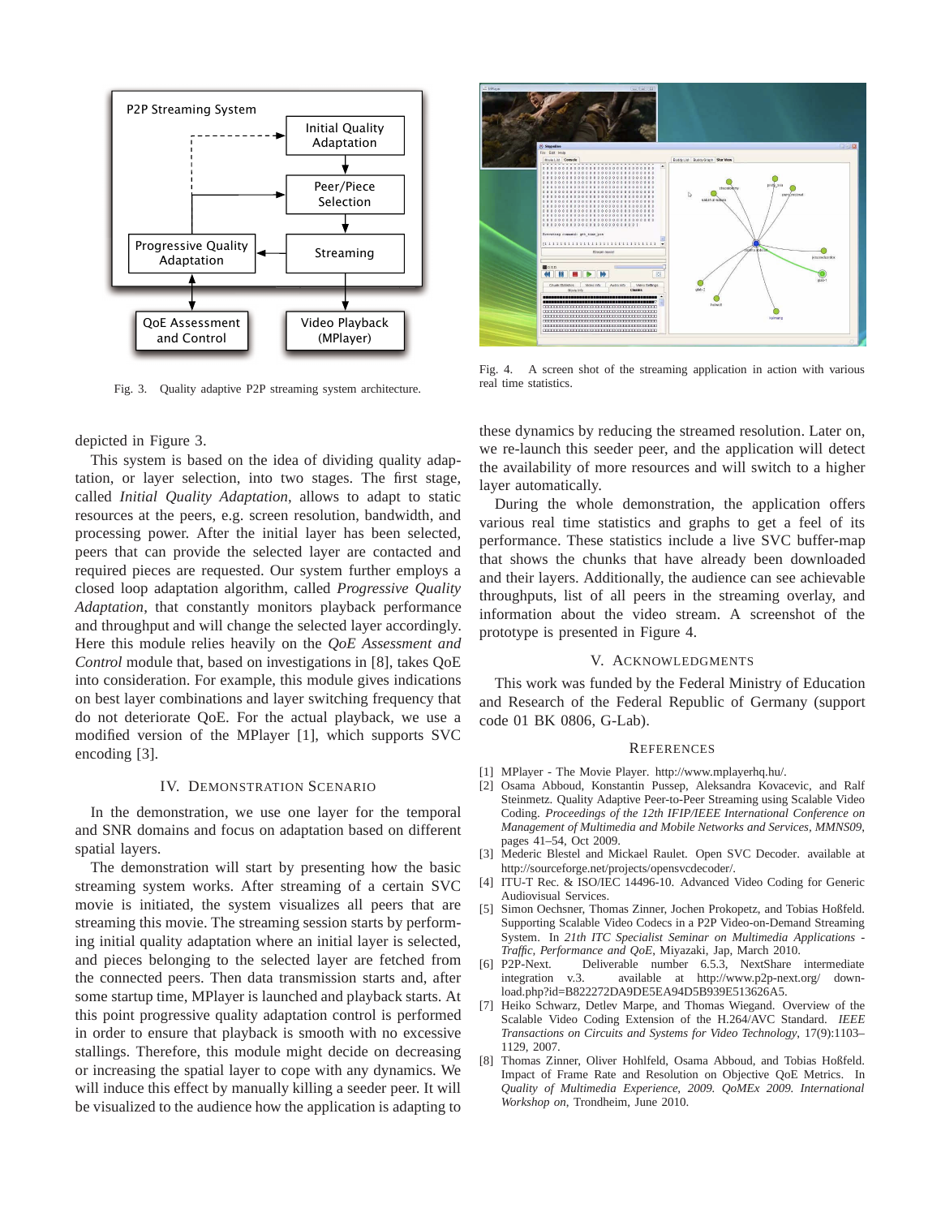P2P Streaming System

Initial Quality Adaptation

Peer/Piece Selection

Progressive Quality Adaptation

Streaming

QoE Assessment and Control

Video Playback (MPlayer)

Fig. 3. Quality adaptive P2P streaming system architecture.

Fig. 4. A screen shot of the streaming application in action with various real time statistics.

depicted in Figure 3.

This system is based on the idea of dividing quality adaptation, or layer selection, into two stages. The first stage, called *Initial Quality Adaptation*, allows to adapt to static resources at the peers, e.g. screen resolution, bandwidth, and processing power. After the initial layer has been selected, peers that can provide the selected layer are contacted and required pieces are requested. Our system further employs a closed loop adaptation algorithm, called *Progressive Quality Adaptation*, that constantly monitors playback performance and throughput and will change the selected layer accordingly. Here this module relies heavily on the *QoE Assessment and Control* module that, based on investigations in [8], takes QoE into consideration. For example, this module gives indications on best layer combinations and layer switching frequency that do not deteriorate QoE. For the actual playback, we use a modified version of the MPlayer [1], which supports SVC encoding [3].

## IV. Demonstration Scenario

In the demonstration, we use one layer for the temporal and SNR domains and focus on adaptation based on different spatial layers.

The demonstration will start by presenting how the basic streaming system works. After streaming of a certain SVC movie is initiated, the system visualizes all peers that are streaming this movie. The streaming session starts by performing initial quality adaptation where an initial layer is selected, and pieces belonging to the selected layer are fetched from the connected peers. Then data transmission starts and, after some startup time, MPlayer is launched and playback starts. At this point progressive quality adaptation control is performed in order to ensure that playback is smooth with no excessive stallings. Therefore, this module might decide on decreasing or increasing the spatial layer to cope with any dynamics. We will induce this effect by manually killing a seeder peer. It will be visualized to the audience how the application is adapting to these dynamics by reducing the streamed resolution. Later on, we re-launch this seeder peer, and the application will detect the availability of more resources and will switch to a higher layer automatically.

During the whole demonstration, the application offers various real time statistics and graphs to get a feel of its performance. These statistics include a live SVC buffer-map that shows the chunks that have already been downloaded and their layers. Additionally, the audience can see achievable throughputs, list of all peers in the streaming overlay, and information about the video stream. A screenshot of the prototype is presented in Figure 4.

## V. Acknowledgments

This work was funded by the Federal Ministry of Education and Research of the Federal Republic of Germany (support code 01 BK 0806, G-Lab).

## References

[1] MPlayer - The Movie Player. http://www.mplayerhq.hu/.

[2] Osama Abboud, Konstantin Pussep, Aleksandra Kovacevic, and Ralf Steinmetz. Quality Adaptive Peer-to-Peer Streaming using Scalable Video Coding. *Proceedings of the 12th IFIP/IEEE International Conference on Management of Multimedia and Mobile Networks and Services, MMNS09*, pages 41–54, Oct 2009.

[3] Mederic Blestel and Mickael Raulet. Open SVC Decoder. available at http://sourceforge.net/projects/opensvcdecoder/.

[4] ITU-T Rec. & ISO/IEC 14496-10. Advanced Video Coding for Generic Audiovisual Services.

[5] Simon Oechsner, Thomas Zinner, Jochen Prokopetz, and Tobias Hoßfeld. Supporting Scalable Video Codecs in a P2P Video-on-Demand Streaming System. In *21th ITC Specialist Seminar on Multimedia Applications - Traffic, Performance and QoE*, Miyazaki, Jap, March 2010.

[6] P2P-Next. Deliverable number 6.5.3, NextShare intermediate integration v.3. available at http://www.p2p-next.org/ download.php?id=B822272DA9DE5EA94D5B939E513626A5.

[7] Heiko Schwarz, Detlev Marpe, and Thomas Wiegand. Overview of the Scalable Video Coding Extension of the H.264/AVC Standard. *IEEE Transactions on Circuits and Systems for Video Technology*, 17(9):1103–1129, 2007.

[8] Thomas Zinner, Oliver Hohlfeld, Osama Abboud, and Tobias Hoßfeld. Impact of Frame Rate and Resolution on Objective QoE Metrics. In *Quality of Multimedia Experience, 2009. QoMEx 2009. International Workshop on*, Trondheim, June 2010.